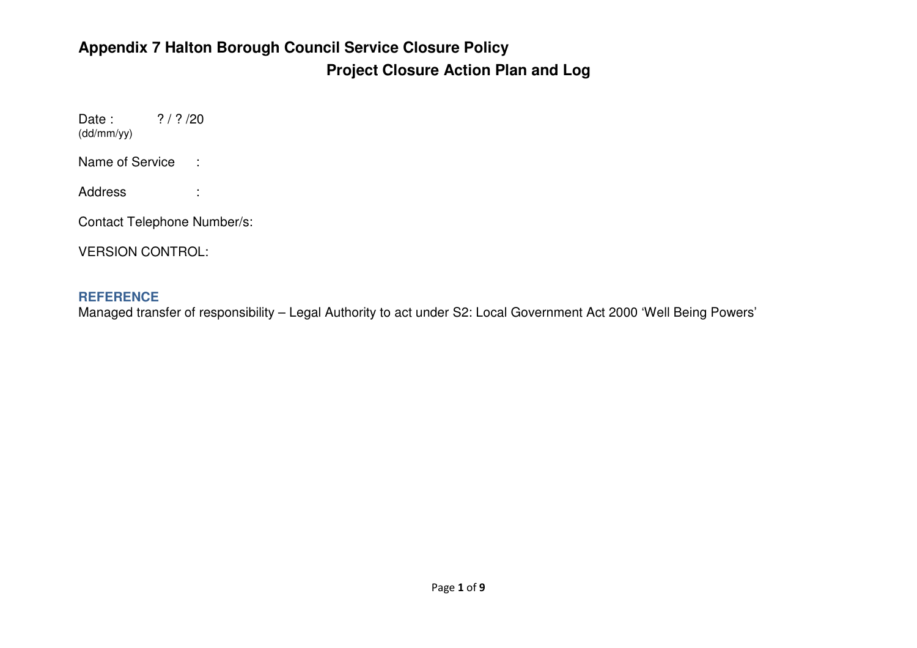# Appendix 7 Halton Borough Council Service Closure Policy

## Project Closure Action Plan and Log

Date : ? / ? /20
(dd/mm/yy)

Name of Service :

Address :

Contact Telephone Number/s:

VERSION CONTROL:

### REFERENCE

Managed transfer of responsibility – Legal Authority to act under S2: Local Government Act 2000 'Well Being Powers'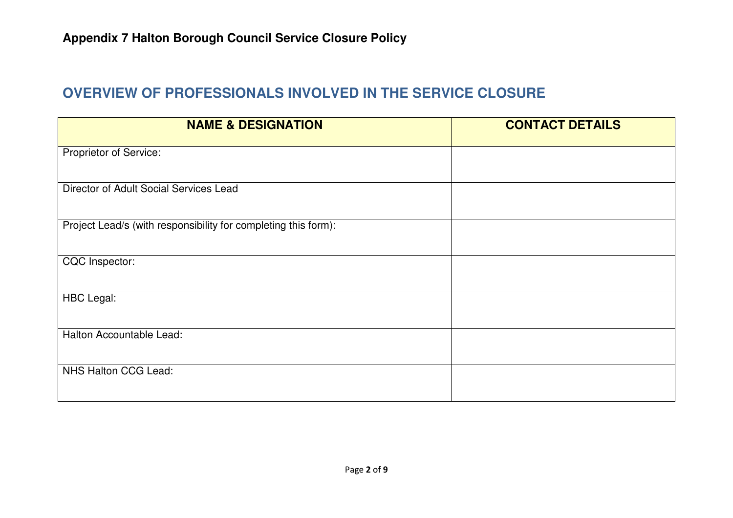**Appendix 7 Halton Borough Council Service Closure Policy**

## OVERVIEW OF PROFESSIONALS INVOLVED IN THE SERVICE CLOSURE

| NAME & DESIGNATION | CONTACT DETAILS |
|---|---|
| Proprietor of Service: | |
| Director of Adult Social Services Lead | |
| Project Lead/s (with responsibility for completing this form): | |
| CQC Inspector: | |
| HBC Legal: | |
| Halton Accountable Lead: | |
| NHS Halton CCG Lead: | |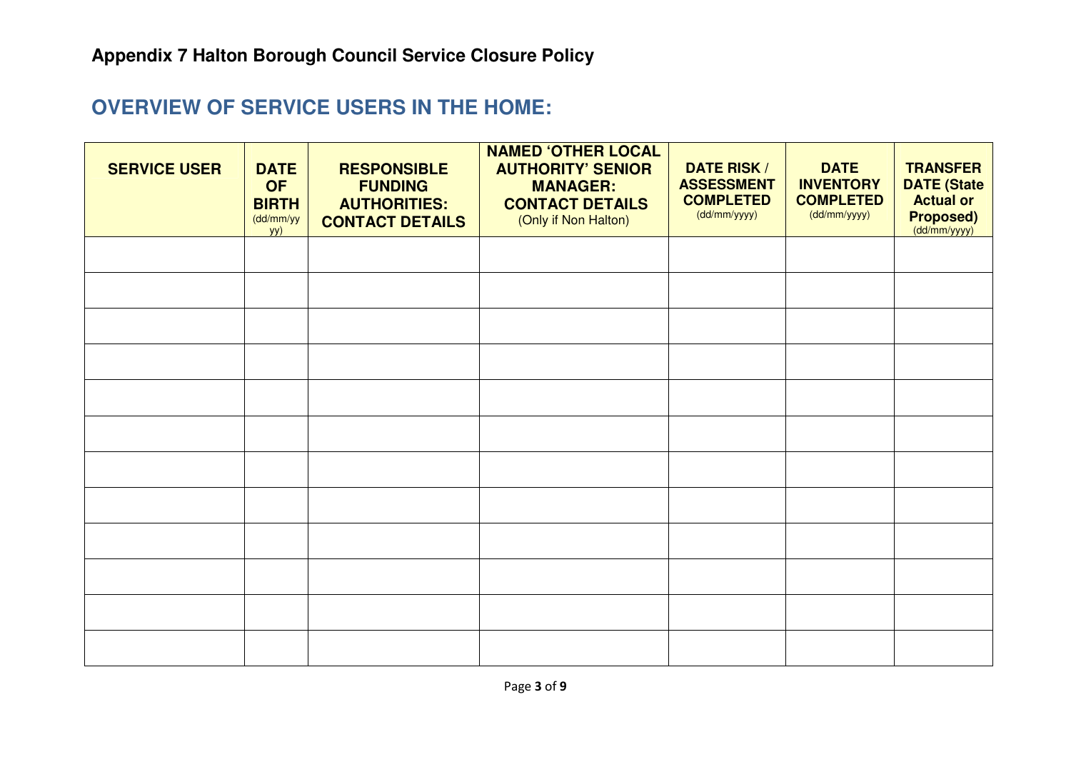**Appendix 7 Halton Borough Council Service Closure Policy**

## OVERVIEW OF SERVICE USERS IN THE HOME:

| SERVICE USER | DATE OF BIRTH (dd/mm/yyyy) | RESPONSIBLE FUNDING AUTHORITIES: CONTACT DETAILS | NAMED 'OTHER LOCAL AUTHORITY' SENIOR MANAGER: CONTACT DETAILS (Only if Non Halton) | DATE RISK / ASSESSMENT COMPLETED (dd/mm/yyyy) | DATE INVENTORY COMPLETED (dd/mm/yyyy) | TRANSFER DATE (State Actual or Proposed) (dd/mm/yyyy) |
|---|---|---|---|---|---|---|
| | | | | | | |
| | | | | | | |
| | | | | | | |
| | | | | | | |
| | | | | | | |
| | | | | | | |
| | | | | | | |
| | | | | | | |
| | | | | | | |
| | | | | | | |
| | | | | | | |
| | | | | | | |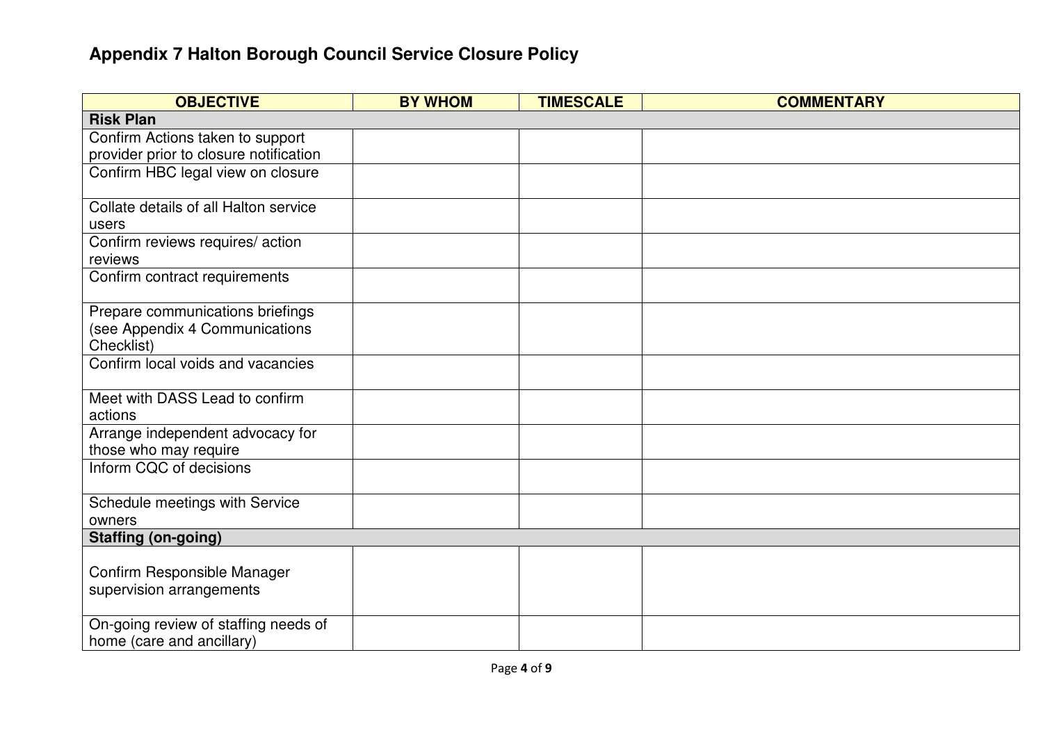## Appendix 7 Halton Borough Council Service Closure Policy

| OBJECTIVE | BY WHOM | TIMESCALE | COMMENTARY |
|---|---|---|---|
| **Risk Plan** | | | |
| Confirm Actions taken to support provider prior to closure notification | | | |
| Confirm HBC legal view on closure | | | |
| Collate details of all Halton service users | | | |
| Confirm reviews requires/ action reviews | | | |
| Confirm contract requirements | | | |
| Prepare communications briefings (see Appendix 4 Communications Checklist) | | | |
| Confirm local voids and vacancies | | | |
| Meet with DASS Lead to confirm actions | | | |
| Arrange independent advocacy for those who may require | | | |
| Inform CQC of decisions | | | |
| Schedule meetings with Service owners | | | |
| **Staffing (on-going)** | | | |
| Confirm Responsible Manager supervision arrangements | | | |
| On-going review of staffing needs of home (care and ancillary) | | | |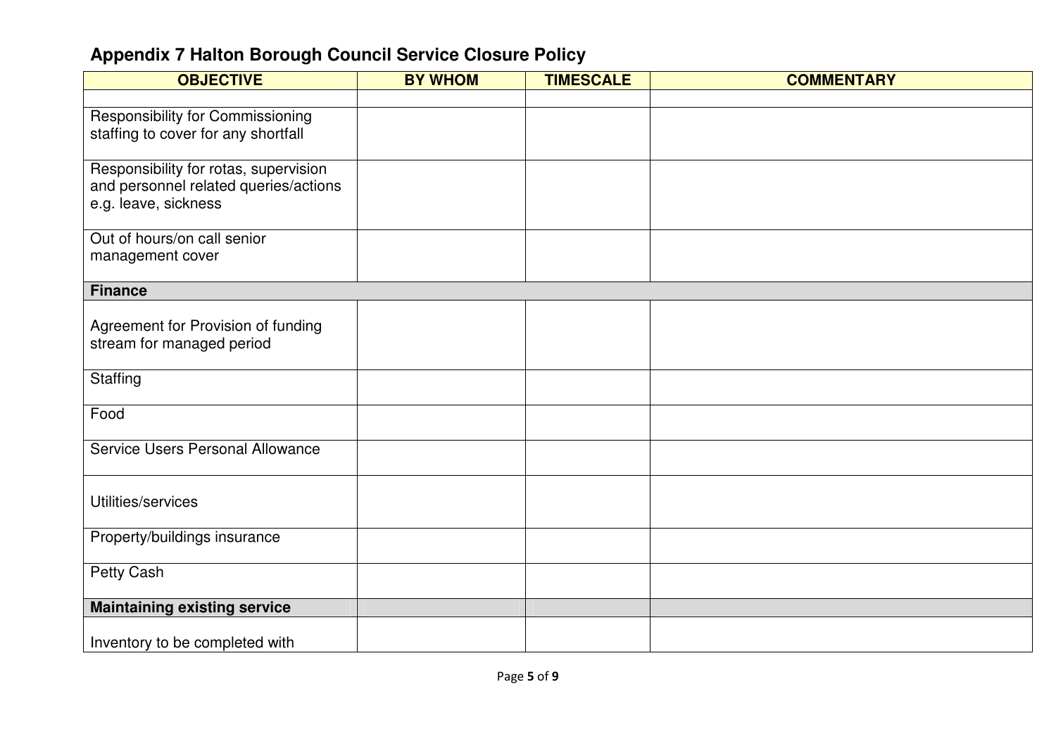## Appendix 7 Halton Borough Council Service Closure Policy

| OBJECTIVE | BY WHOM | TIMESCALE | COMMENTARY |
|---|---|---|---|
| | | | |
| Responsibility for Commissioning staffing to cover for any shortfall | | | |
| Responsibility for rotas, supervision and personnel related queries/actions e.g. leave, sickness | | | |
| Out of hours/on call senior management cover | | | |
| **Finance** | | | |
| Agreement for Provision of funding stream for managed period | | | |
| Staffing | | | |
| Food | | | |
| Service Users Personal Allowance | | | |
| Utilities/services | | | |
| Property/buildings insurance | | | |
| Petty Cash | | | |
| **Maintaining existing service** | | | |
| Inventory to be completed with | | | |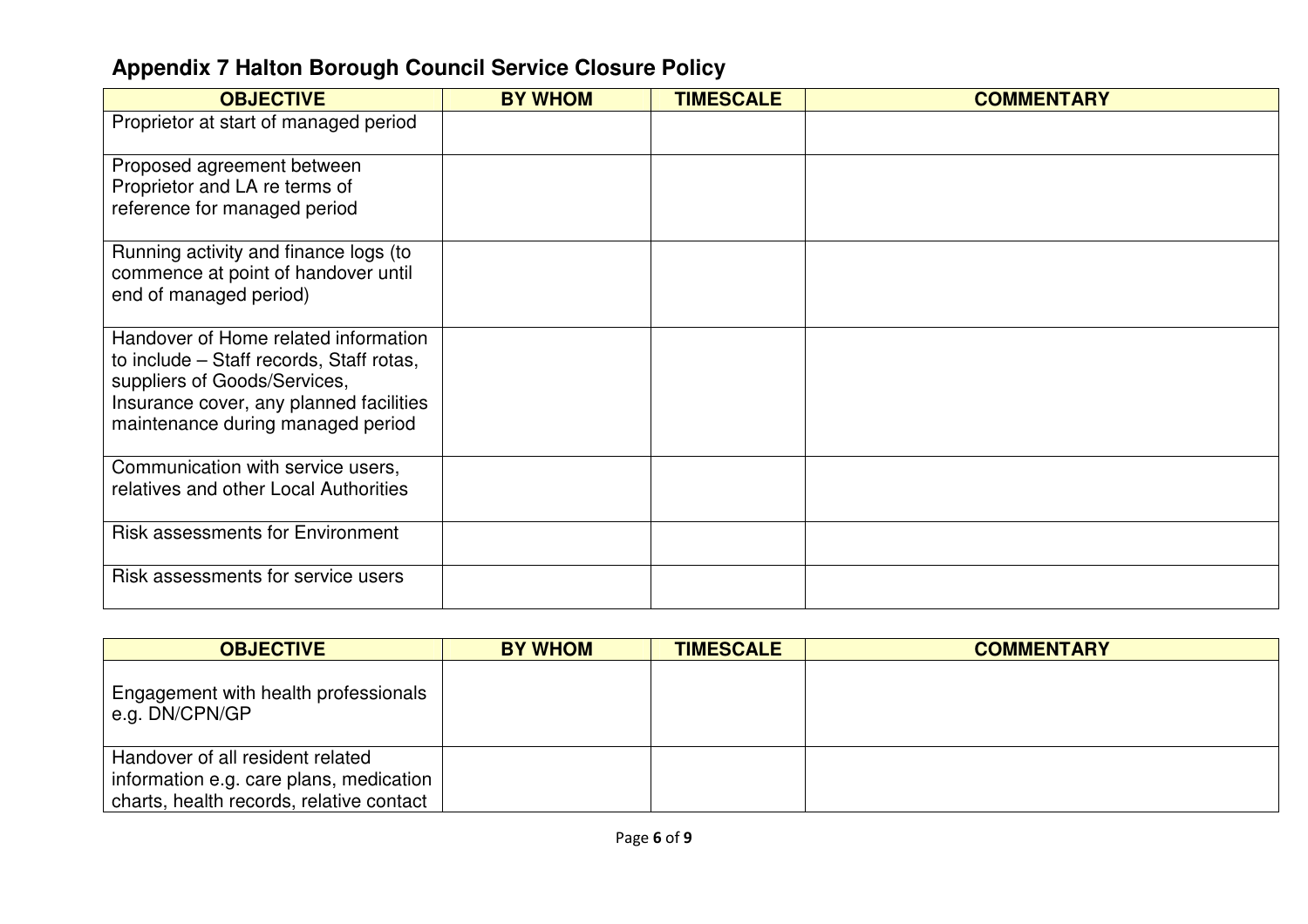## Appendix 7 Halton Borough Council Service Closure Policy

| OBJECTIVE | BY WHOM | TIMESCALE | COMMENTARY |
|---|---|---|---|
| Proprietor at start of managed period | | | |
| Proposed agreement between Proprietor and LA re terms of reference for managed period | | | |
| Running activity and finance logs (to commence at point of handover until end of managed period) | | | |
| Handover of Home related information to include – Staff records, Staff rotas, suppliers of Goods/Services, Insurance cover, any planned facilities maintenance during managed period | | | |
| Communication with service users, relatives and other Local Authorities | | | |
| Risk assessments for Environment | | | |
| Risk assessments for service users | | | |

| OBJECTIVE | BY WHOM | TIMESCALE | COMMENTARY |
|---|---|---|---|
| Engagement with health professionals e.g. DN/CPN/GP | | | |
| Handover of all resident related information e.g. care plans, medication charts, health records, relative contact | | | |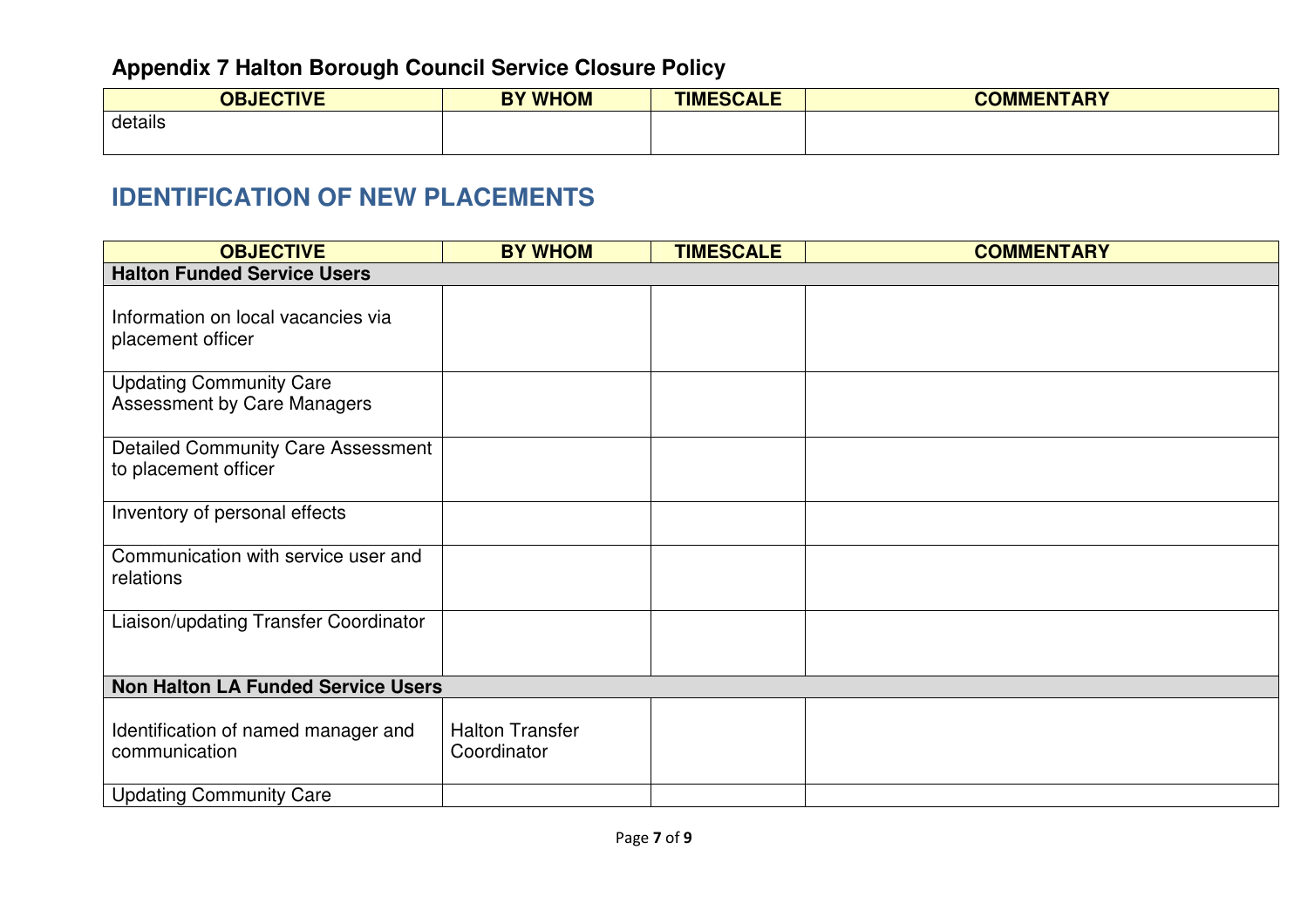**Appendix 7 Halton Borough Council Service Closure Policy**

| OBJECTIVE | BY WHOM | TIMESCALE | COMMENTARY |
|---|---|---|---|
| details | | | |

## IDENTIFICATION OF NEW PLACEMENTS

| OBJECTIVE | BY WHOM | TIMESCALE | COMMENTARY |
|---|---|---|---|
| **Halton Funded Service Users** | | | |
| Information on local vacancies via placement officer | | | |
| Updating Community Care Assessment by Care Managers | | | |
| Detailed Community Care Assessment to placement officer | | | |
| Inventory of personal effects | | | |
| Communication with service user and relations | | | |
| Liaison/updating Transfer Coordinator | | | |
| **Non Halton LA Funded Service Users** | | | |
| Identification of named manager and communication | Halton Transfer Coordinator | | |
| Updating Community Care | | | |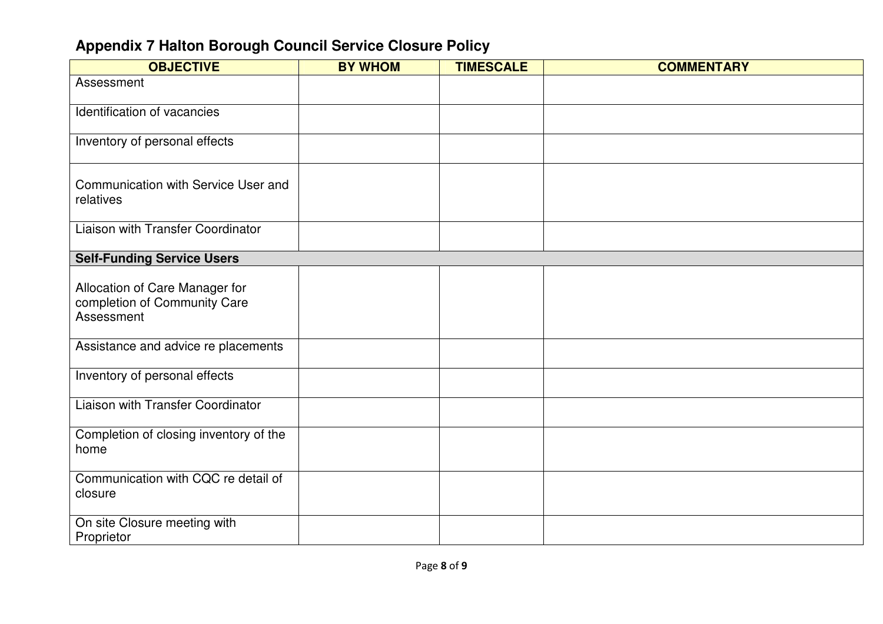## Appendix 7 Halton Borough Council Service Closure Policy

| OBJECTIVE | BY WHOM | TIMESCALE | COMMENTARY |
|---|---|---|---|
| Assessment | | | |
| Identification of vacancies | | | |
| Inventory of personal effects | | | |
| Communication with Service User and relatives | | | |
| Liaison with Transfer Coordinator | | | |
| **Self-Funding Service Users** | | | |
| Allocation of Care Manager for completion of Community Care Assessment | | | |
| Assistance and advice re placements | | | |
| Inventory of personal effects | | | |
| Liaison with Transfer Coordinator | | | |
| Completion of closing inventory of the home | | | |
| Communication with CQC re detail of closure | | | |
| On site Closure meeting with Proprietor | | | |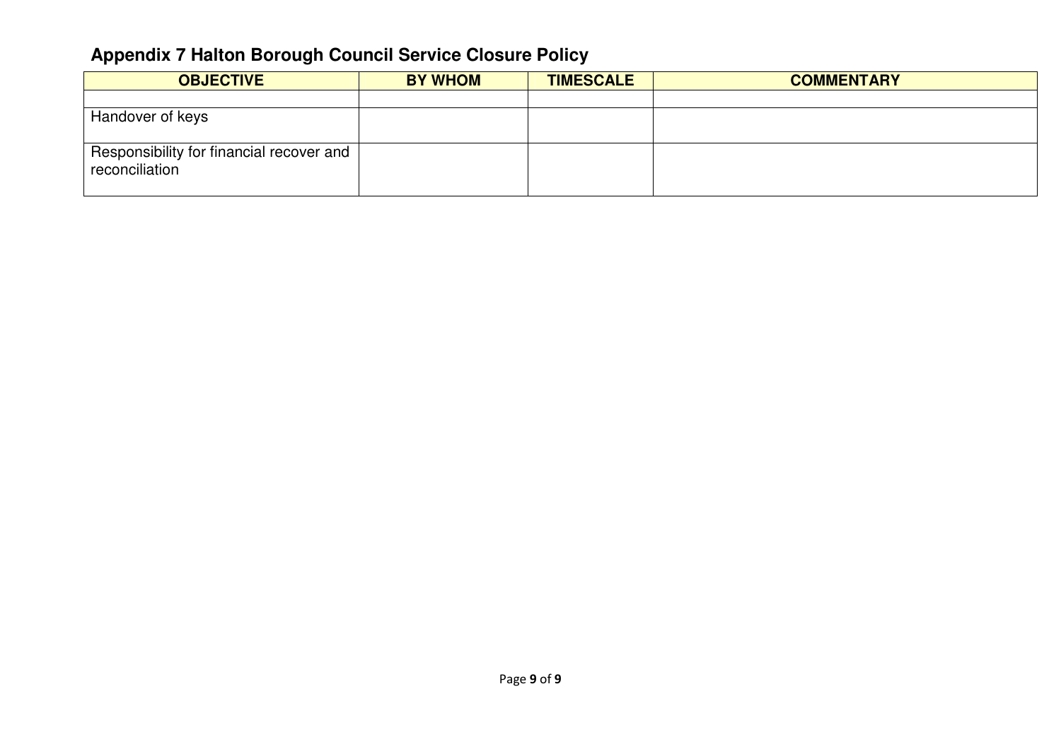## Appendix 7 Halton Borough Council Service Closure Policy

| OBJECTIVE | BY WHOM | TIMESCALE | COMMENTARY |
|---|---|---|---|
| | | | |
| Handover of keys | | | |
| Responsibility for financial recover and reconciliation | | | |